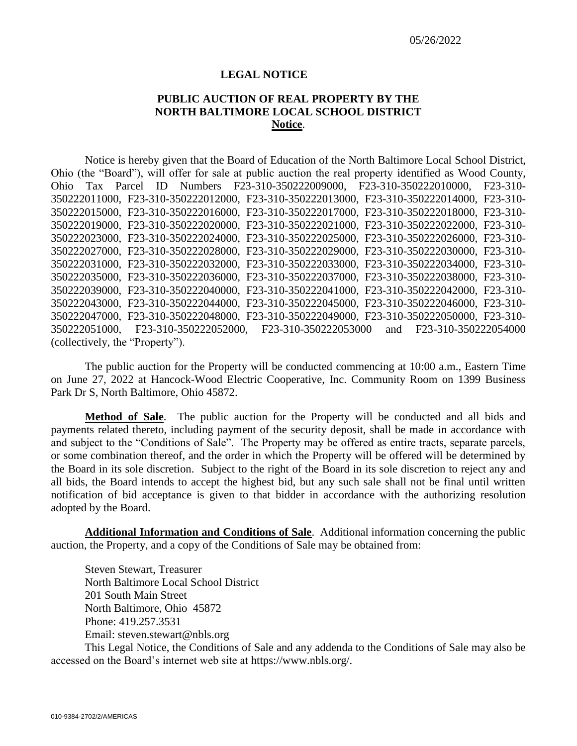05/26/2022

**LEGAL NOTICE**

**PUBLIC AUCTION OF REAL PROPERTY BY THE NORTH BALTIMORE LOCAL SCHOOL DISTRICT**
**<u>Notice</u>**.

Notice is hereby given that the Board of Education of the North Baltimore Local School District, Ohio (the "Board"), will offer for sale at public auction the real property identified as Wood County, Ohio Tax Parcel ID Numbers F23-310-350222009000, F23-310-350222010000, F23-310-350222011000, F23-310-350222012000, F23-310-350222013000, F23-310-350222014000, F23-310-350222015000, F23-310-350222016000, F23-310-350222017000, F23-310-350222018000, F23-310-350222019000, F23-310-350222020000, F23-310-350222021000, F23-310-350222022000, F23-310-350222023000, F23-310-350222024000, F23-310-350222025000, F23-310-350222026000, F23-310-350222027000, F23-310-350222028000, F23-310-350222029000, F23-310-350222030000, F23-310-350222031000, F23-310-350222032000, F23-310-350222033000, F23-310-350222034000, F23-310-350222035000, F23-310-350222036000, F23-310-350222037000, F23-310-350222038000, F23-310-350222039000, F23-310-350222040000, F23-310-350222041000, F23-310-350222042000, F23-310-350222043000, F23-310-350222044000, F23-310-350222045000, F23-310-350222046000, F23-310-350222047000, F23-310-350222048000, F23-310-350222049000, F23-310-350222050000, F23-310-350222051000, F23-310-350222052000, F23-310-350222053000 and F23-310-350222054000 (collectively, the "Property").

The public auction for the Property will be conducted commencing at 10:00 a.m., Eastern Time on June 27, 2022 at Hancock-Wood Electric Cooperative, Inc. Community Room on 1399 Business Park Dr S, North Baltimore, Ohio 45872.

**<u>Method of Sale</u>**. The public auction for the Property will be conducted and all bids and payments related thereto, including payment of the security deposit, shall be made in accordance with and subject to the "Conditions of Sale". The Property may be offered as entire tracts, separate parcels, or some combination thereof, and the order in which the Property will be offered will be determined by the Board in its sole discretion. Subject to the right of the Board in its sole discretion to reject any and all bids, the Board intends to accept the highest bid, but any such sale shall not be final until written notification of bid acceptance is given to that bidder in accordance with the authorizing resolution adopted by the Board.

**<u>Additional Information and Conditions of Sale</u>**. Additional information concerning the public auction, the Property, and a copy of the Conditions of Sale may be obtained from:

Steven Stewart, Treasurer
North Baltimore Local School District
201 South Main Street
North Baltimore, Ohio 45872
Phone: 419.257.3531
Email: steven.stewart@nbls.org

This Legal Notice, the Conditions of Sale and any addenda to the Conditions of Sale may also be accessed on the Board's internet web site at https://www.nbls.org/.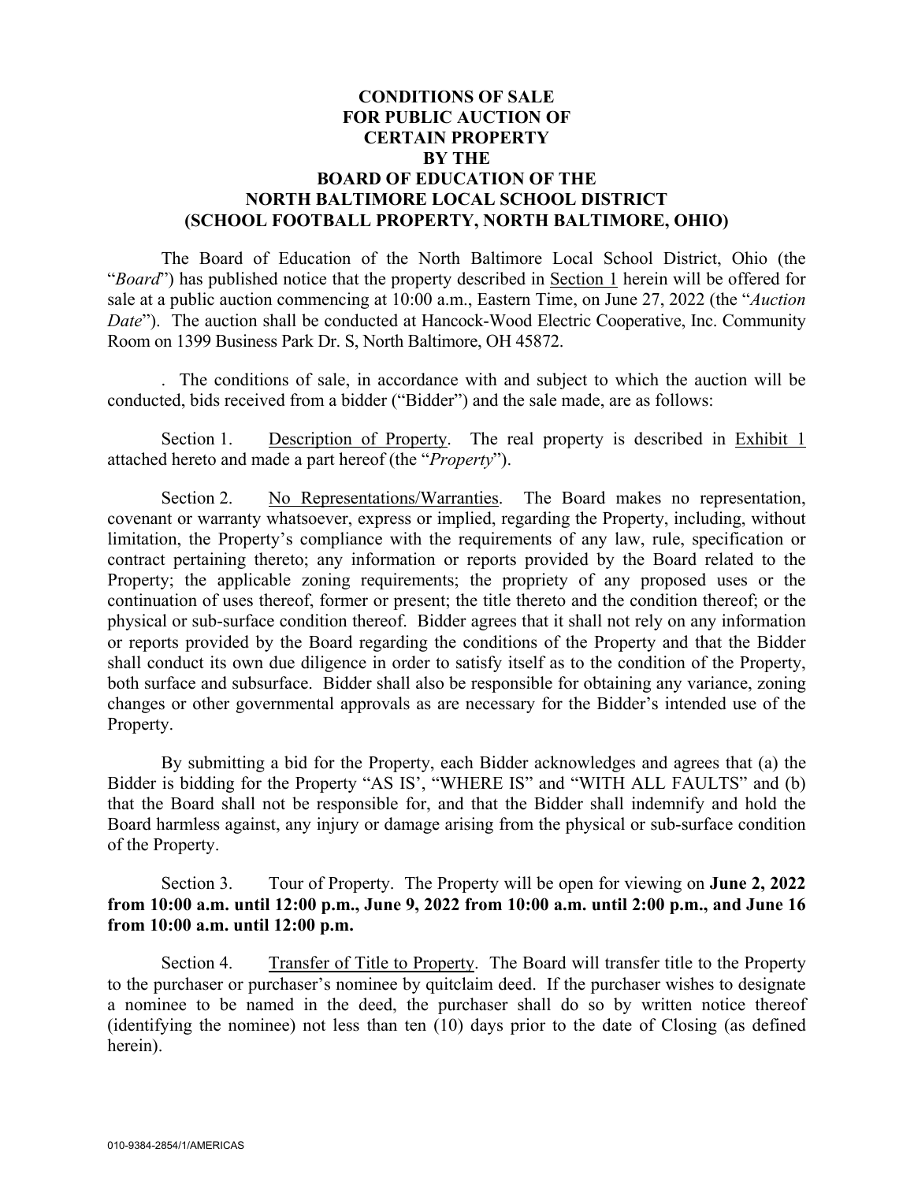**CONDITIONS OF SALE**
**FOR PUBLIC AUCTION OF**
**CERTAIN PROPERTY**
**BY THE**
**BOARD OF EDUCATION OF THE**
**NORTH BALTIMORE LOCAL SCHOOL DISTRICT**
**(SCHOOL FOOTBALL PROPERTY, NORTH BALTIMORE, OHIO)**

The Board of Education of the North Baltimore Local School District, Ohio (the "*Board*") has published notice that the property described in Section 1 herein will be offered for sale at a public auction commencing at 10:00 a.m., Eastern Time, on June 27, 2022 (the "*Auction Date*"). The auction shall be conducted at Hancock-Wood Electric Cooperative, Inc. Community Room on 1399 Business Park Dr. S, North Baltimore, OH 45872.

. The conditions of sale, in accordance with and subject to which the auction will be conducted, bids received from a bidder ("Bidder") and the sale made, are as follows:

Section 1. Description of Property. The real property is described in Exhibit 1 attached hereto and made a part hereof (the "*Property*").

Section 2. No Representations/Warranties. The Board makes no representation, covenant or warranty whatsoever, express or implied, regarding the Property, including, without limitation, the Property's compliance with the requirements of any law, rule, specification or contract pertaining thereto; any information or reports provided by the Board related to the Property; the applicable zoning requirements; the propriety of any proposed uses or the continuation of uses thereof, former or present; the title thereto and the condition thereof; or the physical or sub-surface condition thereof. Bidder agrees that it shall not rely on any information or reports provided by the Board regarding the conditions of the Property and that the Bidder shall conduct its own due diligence in order to satisfy itself as to the condition of the Property, both surface and subsurface. Bidder shall also be responsible for obtaining any variance, zoning changes or other governmental approvals as are necessary for the Bidder's intended use of the Property.

By submitting a bid for the Property, each Bidder acknowledges and agrees that (a) the Bidder is bidding for the Property "AS IS', "WHERE IS" and "WITH ALL FAULTS" and (b) that the Board shall not be responsible for, and that the Bidder shall indemnify and hold the Board harmless against, any injury or damage arising from the physical or sub-surface condition of the Property.

Section 3. Tour of Property. The Property will be open for viewing on **June 2, 2022 from 10:00 a.m. until 12:00 p.m., June 9, 2022 from 10:00 a.m. until 2:00 p.m., and June 16 from 10:00 a.m. until 12:00 p.m.**

Section 4. Transfer of Title to Property. The Board will transfer title to the Property to the purchaser or purchaser's nominee by quitclaim deed. If the purchaser wishes to designate a nominee to be named in the deed, the purchaser shall do so by written notice thereof (identifying the nominee) not less than ten (10) days prior to the date of Closing (as defined herein).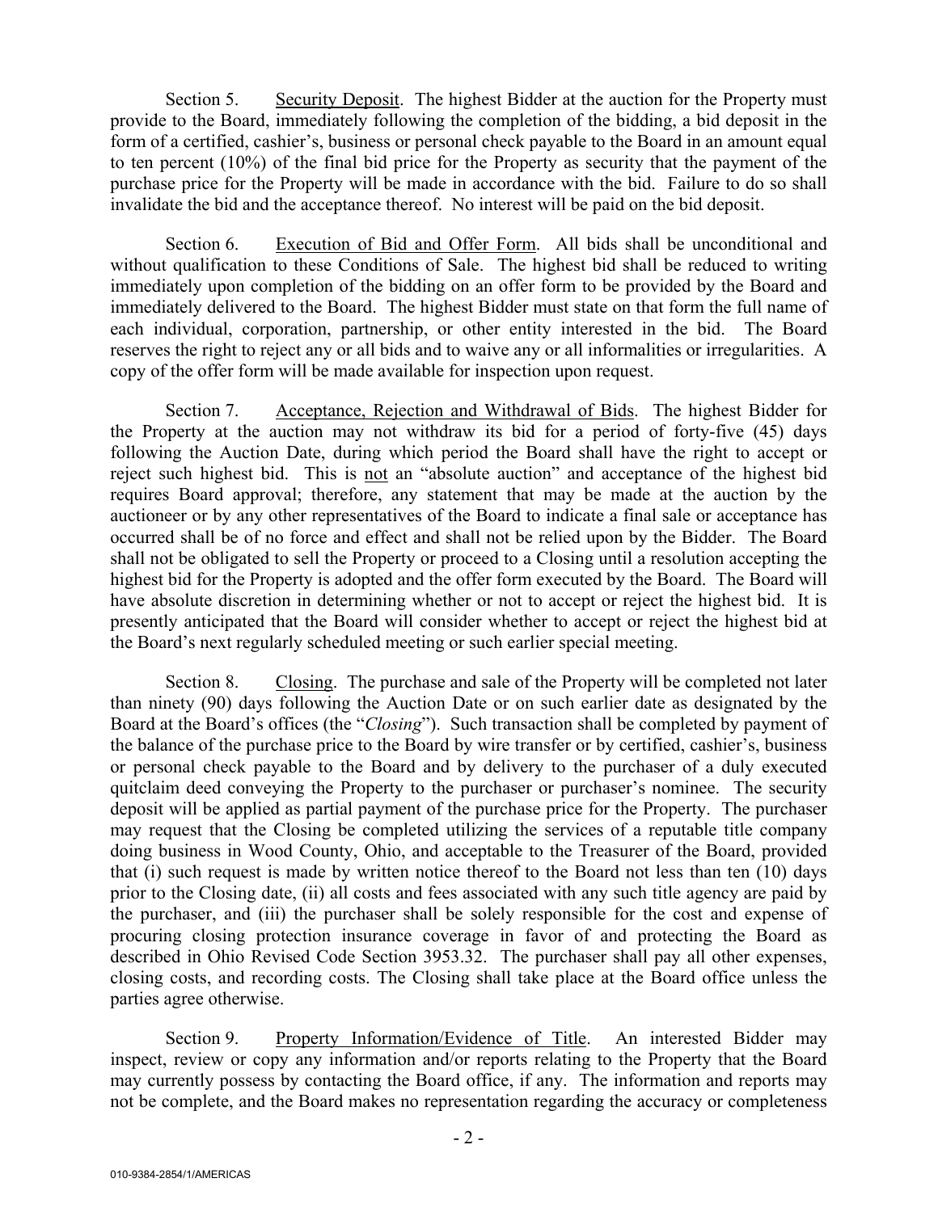Section 5. Security Deposit. The highest Bidder at the auction for the Property must provide to the Board, immediately following the completion of the bidding, a bid deposit in the form of a certified, cashier's, business or personal check payable to the Board in an amount equal to ten percent (10%) of the final bid price for the Property as security that the payment of the purchase price for the Property will be made in accordance with the bid. Failure to do so shall invalidate the bid and the acceptance thereof. No interest will be paid on the bid deposit.

Section 6. Execution of Bid and Offer Form. All bids shall be unconditional and without qualification to these Conditions of Sale. The highest bid shall be reduced to writing immediately upon completion of the bidding on an offer form to be provided by the Board and immediately delivered to the Board. The highest Bidder must state on that form the full name of each individual, corporation, partnership, or other entity interested in the bid. The Board reserves the right to reject any or all bids and to waive any or all informalities or irregularities. A copy of the offer form will be made available for inspection upon request.

Section 7. Acceptance, Rejection and Withdrawal of Bids. The highest Bidder for the Property at the auction may not withdraw its bid for a period of forty-five (45) days following the Auction Date, during which period the Board shall have the right to accept or reject such highest bid. This is not an "absolute auction" and acceptance of the highest bid requires Board approval; therefore, any statement that may be made at the auction by the auctioneer or by any other representatives of the Board to indicate a final sale or acceptance has occurred shall be of no force and effect and shall not be relied upon by the Bidder. The Board shall not be obligated to sell the Property or proceed to a Closing until a resolution accepting the highest bid for the Property is adopted and the offer form executed by the Board. The Board will have absolute discretion in determining whether or not to accept or reject the highest bid. It is presently anticipated that the Board will consider whether to accept or reject the highest bid at the Board's next regularly scheduled meeting or such earlier special meeting.

Section 8. Closing. The purchase and sale of the Property will be completed not later than ninety (90) days following the Auction Date or on such earlier date as designated by the Board at the Board's offices (the "*Closing*"). Such transaction shall be completed by payment of the balance of the purchase price to the Board by wire transfer or by certified, cashier's, business or personal check payable to the Board and by delivery to the purchaser of a duly executed quitclaim deed conveying the Property to the purchaser or purchaser's nominee. The security deposit will be applied as partial payment of the purchase price for the Property. The purchaser may request that the Closing be completed utilizing the services of a reputable title company doing business in Wood County, Ohio, and acceptable to the Treasurer of the Board, provided that (i) such request is made by written notice thereof to the Board not less than ten (10) days prior to the Closing date, (ii) all costs and fees associated with any such title agency are paid by the purchaser, and (iii) the purchaser shall be solely responsible for the cost and expense of procuring closing protection insurance coverage in favor of and protecting the Board as described in Ohio Revised Code Section 3953.32. The purchaser shall pay all other expenses, closing costs, and recording costs. The Closing shall take place at the Board office unless the parties agree otherwise.

Section 9. Property Information/Evidence of Title. An interested Bidder may inspect, review or copy any information and/or reports relating to the Property that the Board may currently possess by contacting the Board office, if any. The information and reports may not be complete, and the Board makes no representation regarding the accuracy or completeness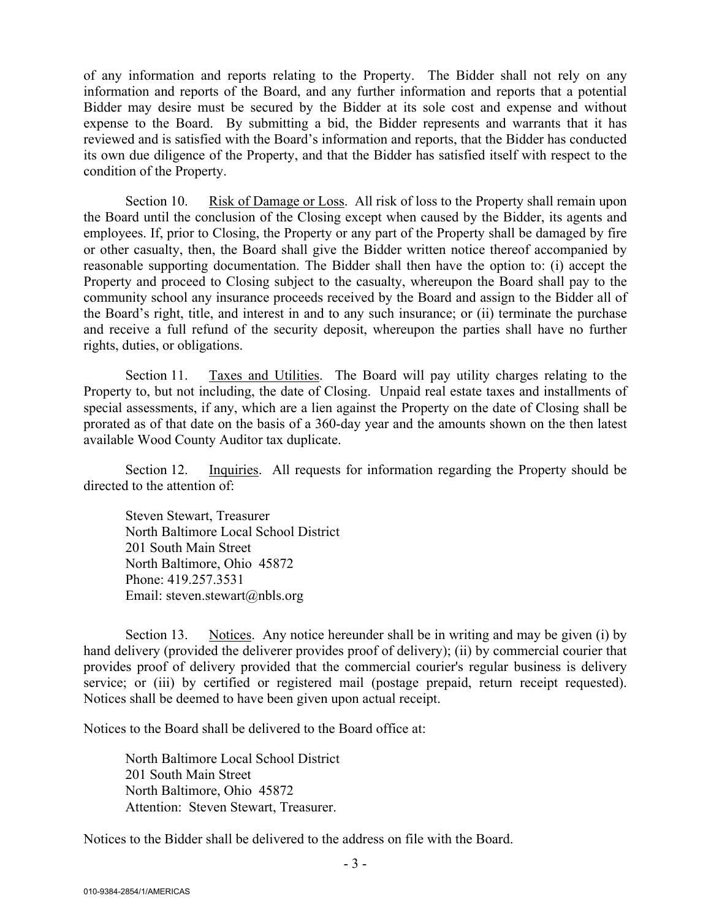of any information and reports relating to the Property. The Bidder shall not rely on any information and reports of the Board, and any further information and reports that a potential Bidder may desire must be secured by the Bidder at its sole cost and expense and without expense to the Board. By submitting a bid, the Bidder represents and warrants that it has reviewed and is satisfied with the Board's information and reports, that the Bidder has conducted its own due diligence of the Property, and that the Bidder has satisfied itself with respect to the condition of the Property.

Section 10. Risk of Damage or Loss. All risk of loss to the Property shall remain upon the Board until the conclusion of the Closing except when caused by the Bidder, its agents and employees. If, prior to Closing, the Property or any part of the Property shall be damaged by fire or other casualty, then, the Board shall give the Bidder written notice thereof accompanied by reasonable supporting documentation. The Bidder shall then have the option to: (i) accept the Property and proceed to Closing subject to the casualty, whereupon the Board shall pay to the community school any insurance proceeds received by the Board and assign to the Bidder all of the Board's right, title, and interest in and to any such insurance; or (ii) terminate the purchase and receive a full refund of the security deposit, whereupon the parties shall have no further rights, duties, or obligations.

Section 11. Taxes and Utilities. The Board will pay utility charges relating to the Property to, but not including, the date of Closing. Unpaid real estate taxes and installments of special assessments, if any, which are a lien against the Property on the date of Closing shall be prorated as of that date on the basis of a 360-day year and the amounts shown on the then latest available Wood County Auditor tax duplicate.

Section 12. Inquiries. All requests for information regarding the Property should be directed to the attention of:

Steven Stewart, Treasurer
North Baltimore Local School District
201 South Main Street
North Baltimore, Ohio 45872
Phone: 419.257.3531
Email: steven.stewart@nbls.org

Section 13. Notices. Any notice hereunder shall be in writing and may be given (i) by hand delivery (provided the deliverer provides proof of delivery); (ii) by commercial courier that provides proof of delivery provided that the commercial courier's regular business is delivery service; or (iii) by certified or registered mail (postage prepaid, return receipt requested). Notices shall be deemed to have been given upon actual receipt.

Notices to the Board shall be delivered to the Board office at:

North Baltimore Local School District
201 South Main Street
North Baltimore, Ohio 45872
Attention: Steven Stewart, Treasurer.

Notices to the Bidder shall be delivered to the address on file with the Board.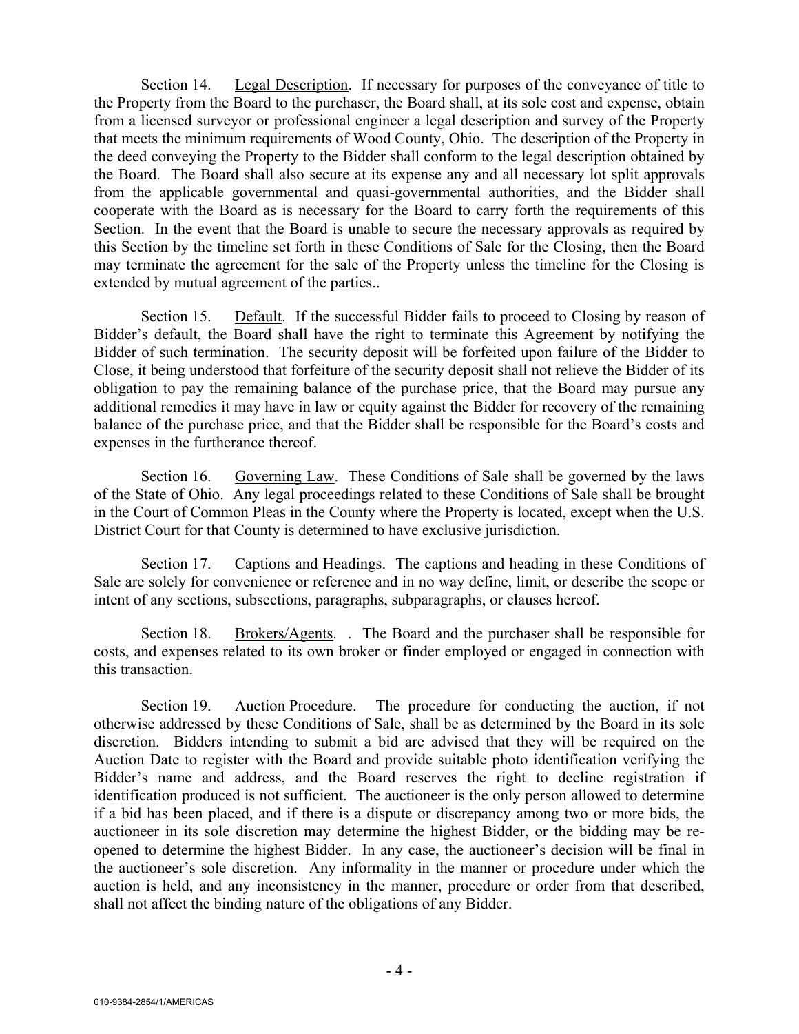Section 14. Legal Description. If necessary for purposes of the conveyance of title to the Property from the Board to the purchaser, the Board shall, at its sole cost and expense, obtain from a licensed surveyor or professional engineer a legal description and survey of the Property that meets the minimum requirements of Wood County, Ohio. The description of the Property in the deed conveying the Property to the Bidder shall conform to the legal description obtained by the Board. The Board shall also secure at its expense any and all necessary lot split approvals from the applicable governmental and quasi-governmental authorities, and the Bidder shall cooperate with the Board as is necessary for the Board to carry forth the requirements of this Section. In the event that the Board is unable to secure the necessary approvals as required by this Section by the timeline set forth in these Conditions of Sale for the Closing, then the Board may terminate the agreement for the sale of the Property unless the timeline for the Closing is extended by mutual agreement of the parties..

Section 15. Default. If the successful Bidder fails to proceed to Closing by reason of Bidder's default, the Board shall have the right to terminate this Agreement by notifying the Bidder of such termination. The security deposit will be forfeited upon failure of the Bidder to Close, it being understood that forfeiture of the security deposit shall not relieve the Bidder of its obligation to pay the remaining balance of the purchase price, that the Board may pursue any additional remedies it may have in law or equity against the Bidder for recovery of the remaining balance of the purchase price, and that the Bidder shall be responsible for the Board's costs and expenses in the furtherance thereof.

Section 16. Governing Law. These Conditions of Sale shall be governed by the laws of the State of Ohio. Any legal proceedings related to these Conditions of Sale shall be brought in the Court of Common Pleas in the County where the Property is located, except when the U.S. District Court for that County is determined to have exclusive jurisdiction.

Section 17. Captions and Headings. The captions and heading in these Conditions of Sale are solely for convenience or reference and in no way define, limit, or describe the scope or intent of any sections, subsections, paragraphs, subparagraphs, or clauses hereof.

Section 18. Brokers/Agents. . The Board and the purchaser shall be responsible for costs, and expenses related to its own broker or finder employed or engaged in connection with this transaction.

Section 19. Auction Procedure. The procedure for conducting the auction, if not otherwise addressed by these Conditions of Sale, shall be as determined by the Board in its sole discretion. Bidders intending to submit a bid are advised that they will be required on the Auction Date to register with the Board and provide suitable photo identification verifying the Bidder's name and address, and the Board reserves the right to decline registration if identification produced is not sufficient. The auctioneer is the only person allowed to determine if a bid has been placed, and if there is a dispute or discrepancy among two or more bids, the auctioneer in its sole discretion may determine the highest Bidder, or the bidding may be re-opened to determine the highest Bidder. In any case, the auctioneer's decision will be final in the auctioneer's sole discretion. Any informality in the manner or procedure under which the auction is held, and any inconsistency in the manner, procedure or order from that described, shall not affect the binding nature of the obligations of any Bidder.

010-9384-2854/1/AMERICAS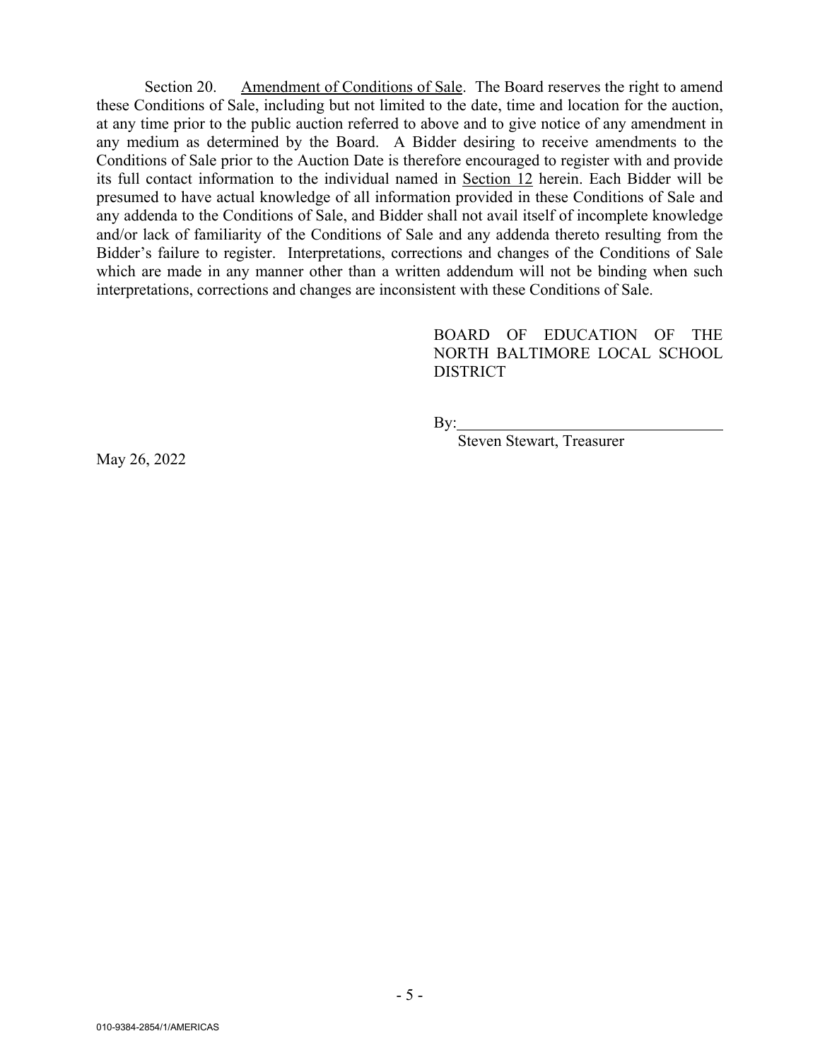Section 20. Amendment of Conditions of Sale. The Board reserves the right to amend these Conditions of Sale, including but not limited to the date, time and location for the auction, at any time prior to the public auction referred to above and to give notice of any amendment in any medium as determined by the Board. A Bidder desiring to receive amendments to the Conditions of Sale prior to the Auction Date is therefore encouraged to register with and provide its full contact information to the individual named in Section 12 herein. Each Bidder will be presumed to have actual knowledge of all information provided in these Conditions of Sale and any addenda to the Conditions of Sale, and Bidder shall not avail itself of incomplete knowledge and/or lack of familiarity of the Conditions of Sale and any addenda thereto resulting from the Bidder's failure to register. Interpretations, corrections and changes of the Conditions of Sale which are made in any manner other than a written addendum will not be binding when such interpretations, corrections and changes are inconsistent with these Conditions of Sale.

BOARD OF EDUCATION OF THE NORTH BALTIMORE LOCAL SCHOOL DISTRICT

By:\_\_\_\_\_\_\_\_\_\_\_\_\_\_\_\_\_\_\_\_\_\_\_\_\_\_\_\_\_\_\_\_\_\_

Steven Stewart, Treasurer

May 26, 2022

010-9384-2854/1/AMERICAS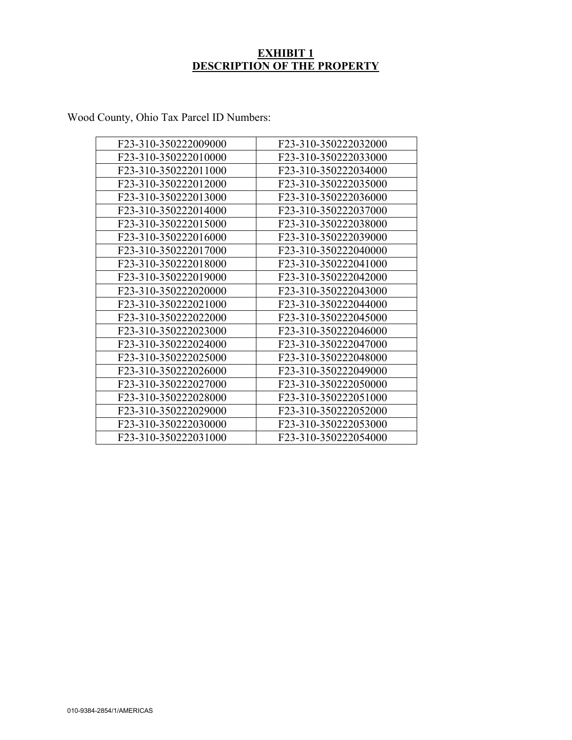**EXHIBIT 1**
**DESCRIPTION OF THE PROPERTY**

Wood County, Ohio Tax Parcel ID Numbers:

| | |
|---|---|
| F23-310-350222009000 | F23-310-350222032000 |
| F23-310-350222010000 | F23-310-350222033000 |
| F23-310-350222011000 | F23-310-350222034000 |
| F23-310-350222012000 | F23-310-350222035000 |
| F23-310-350222013000 | F23-310-350222036000 |
| F23-310-350222014000 | F23-310-350222037000 |
| F23-310-350222015000 | F23-310-350222038000 |
| F23-310-350222016000 | F23-310-350222039000 |
| F23-310-350222017000 | F23-310-350222040000 |
| F23-310-350222018000 | F23-310-350222041000 |
| F23-310-350222019000 | F23-310-350222042000 |
| F23-310-350222020000 | F23-310-350222043000 |
| F23-310-350222021000 | F23-310-350222044000 |
| F23-310-350222022000 | F23-310-350222045000 |
| F23-310-350222023000 | F23-310-350222046000 |
| F23-310-350222024000 | F23-310-350222047000 |
| F23-310-350222025000 | F23-310-350222048000 |
| F23-310-350222026000 | F23-310-350222049000 |
| F23-310-350222027000 | F23-310-350222050000 |
| F23-310-350222028000 | F23-310-350222051000 |
| F23-310-350222029000 | F23-310-350222052000 |
| F23-310-350222030000 | F23-310-350222053000 |
| F23-310-350222031000 | F23-310-350222054000 |

010-9384-2854/1/AMERICAS